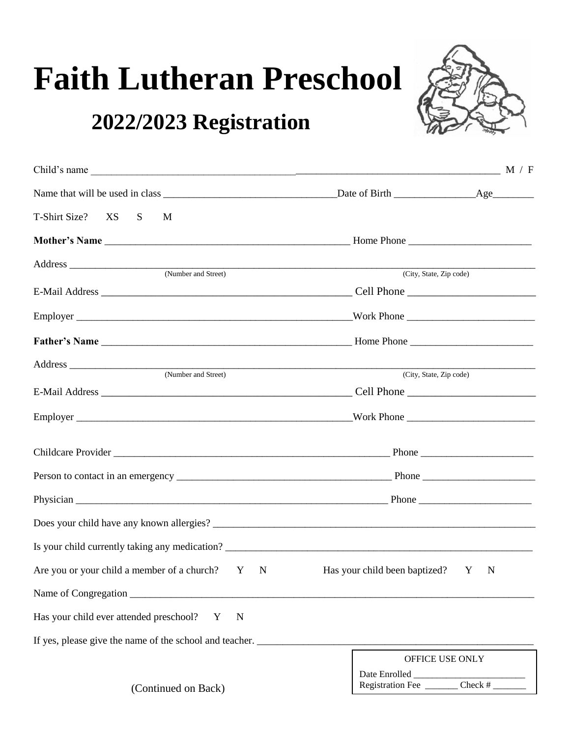# Faith Lutheran Preschool

## 2022/2023 Registration

Child's name ________________________________________________________________________________ M / F

Name that will be used in class _________________________________Date of Birth _______________Age________

T-Shirt Size? XS S M

**Mother's Name** _______________________________________________ Home Phone _______________________

Address ____________________________________________________________________________________
(Number and Street) (City, State, Zip code)

E-Mail Address _______________________________________________ Cell Phone _______________________

Employer ___________________________________________________Work Phone ________________________

**Father's Name** _______________________________________________ Home Phone _______________________

Address ____________________________________________________________________________________
(Number and Street) (City, State, Zip code)

E-Mail Address _______________________________________________ Cell Phone _______________________

Employer ___________________________________________________Work Phone ________________________

Childcare Provider _____________________________________________________ Phone _____________________

Person to contact in an emergency ________________________________________ Phone _____________________

Physician _______________________________________________________________ Phone _____________________

Does your child have any known allergies? ______________________________________________________________

Is your child currently taking any medication? ____________________________________________________________

Are you or your child a member of a church? Y N Has your child been baptized? Y N

Name of Congregation _______________________________________________________________________________

Has your child ever attended preschool? Y N

If yes, please give the name of the school and teacher. ____________________________________________________

OFFICE USE ONLY

Date Enrolled ________________________

Registration Fee _______ Check # _______

(Continued on Back)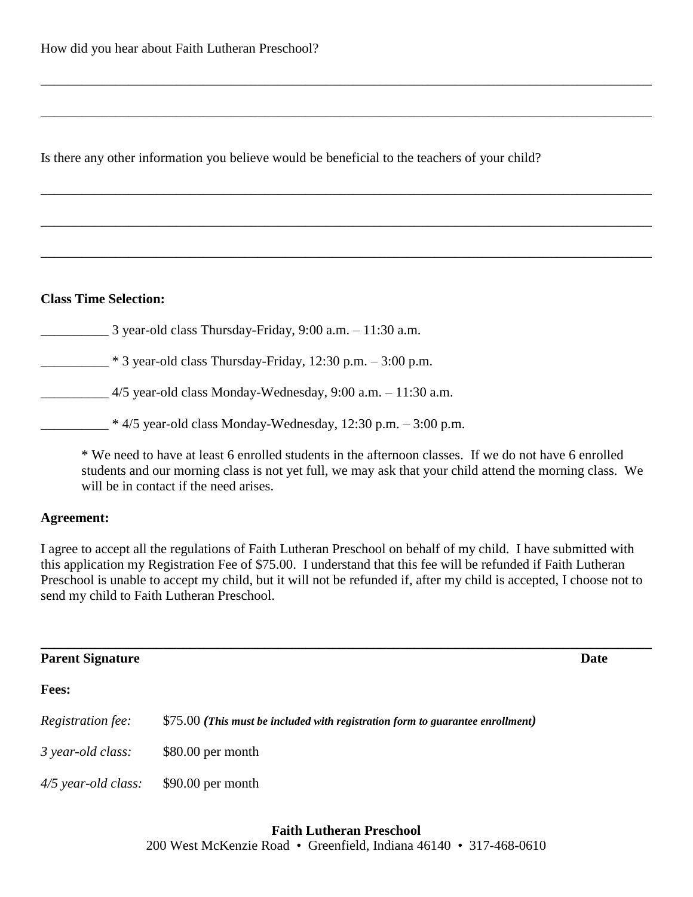How did you hear about Faith Lutheran Preschool?

_______________________________________________________________________________________

_______________________________________________________________________________________

Is there any other information you believe would be beneficial to the teachers of your child?

_______________________________________________________________________________________

_______________________________________________________________________________________

_______________________________________________________________________________________

**Class Time Selection:**

__________ 3 year-old class Thursday-Friday, 9:00 a.m. – 11:30 a.m.

__________ * 3 year-old class Thursday-Friday, 12:30 p.m. – 3:00 p.m.

__________ 4/5 year-old class Monday-Wednesday, 9:00 a.m. – 11:30 a.m.

__________ * 4/5 year-old class Monday-Wednesday, 12:30 p.m. – 3:00 p.m.

> * We need to have at least 6 enrolled students in the afternoon classes. If we do not have 6 enrolled students and our morning class is not yet full, we may ask that your child attend the morning class. We will be in contact if the need arises.

**Agreement:**

I agree to accept all the regulations of Faith Lutheran Preschool on behalf of my child. I have submitted with this application my Registration Fee of $75.00. I understand that this fee will be refunded if Faith Lutheran Preschool is unable to accept my child, but it will not be refunded if, after my child is accepted, I choose not to send my child to Faith Lutheran Preschool.

_______________________________________________________________________________________

**Parent Signature** **Date**

**Fees:**

*Registration fee:* $75.00 ***(This must be included with registration form to guarantee enrollment)***

*3 year-old class:* $80.00 per month

*4/5 year-old class:* $90.00 per month

**Faith Lutheran Preschool**
200 West McKenzie Road • Greenfield, Indiana 46140 • 317-468-0610